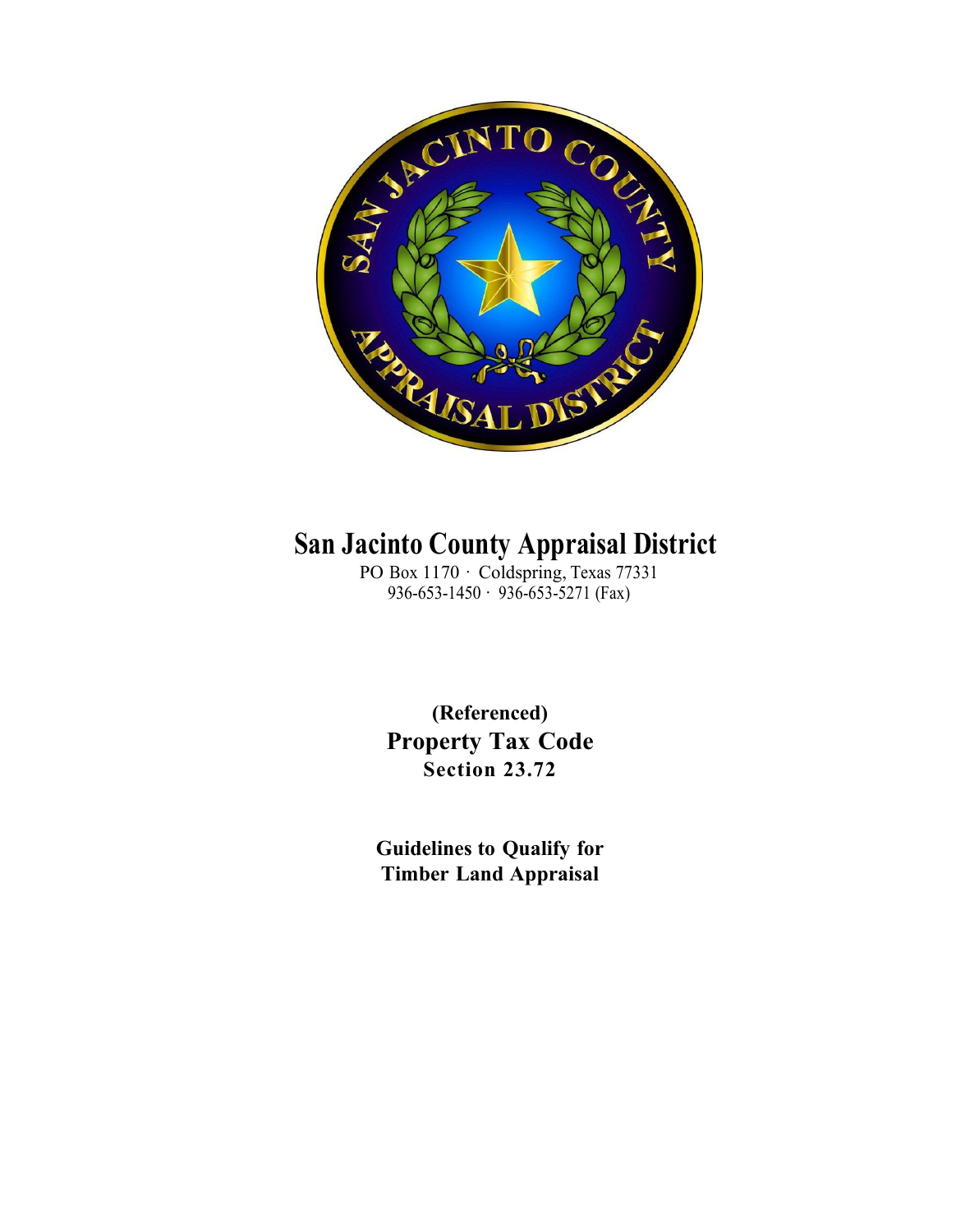# San Jacinto County Appraisal District

PO Box 1170 · Coldspring, Texas 77331
936-653-1450 · 936-653-5271 (Fax)

**(Referenced)**
**Property Tax Code**
**Section 23.72**

**Guidelines to Qualify for Timber Land Appraisal**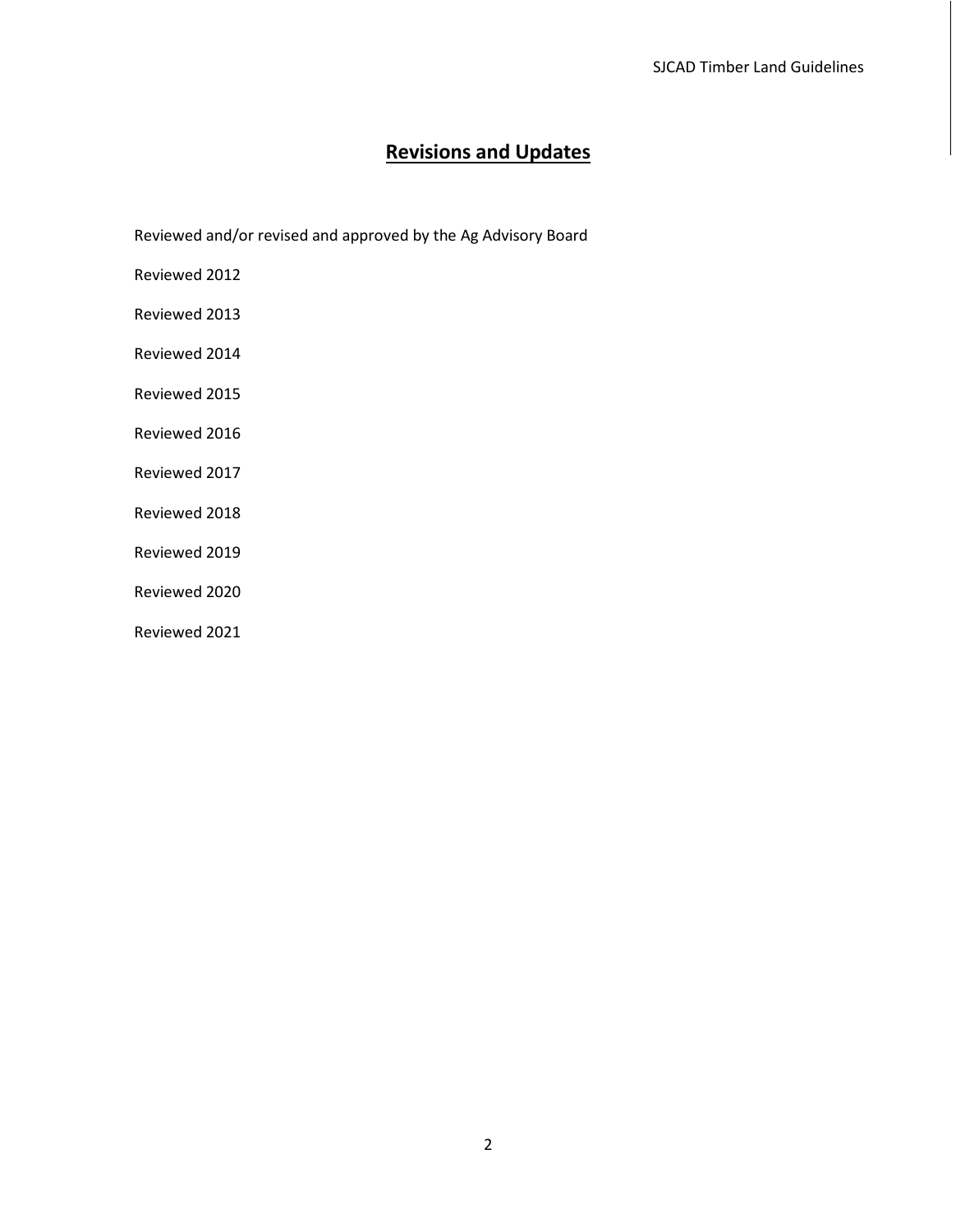## Revisions and Updates

Reviewed and/or revised and approved by the Ag Advisory Board

Reviewed 2012

Reviewed 2013

Reviewed 2014

Reviewed 2015

Reviewed 2016

Reviewed 2017

Reviewed 2018

Reviewed 2019

Reviewed 2020

Reviewed 2021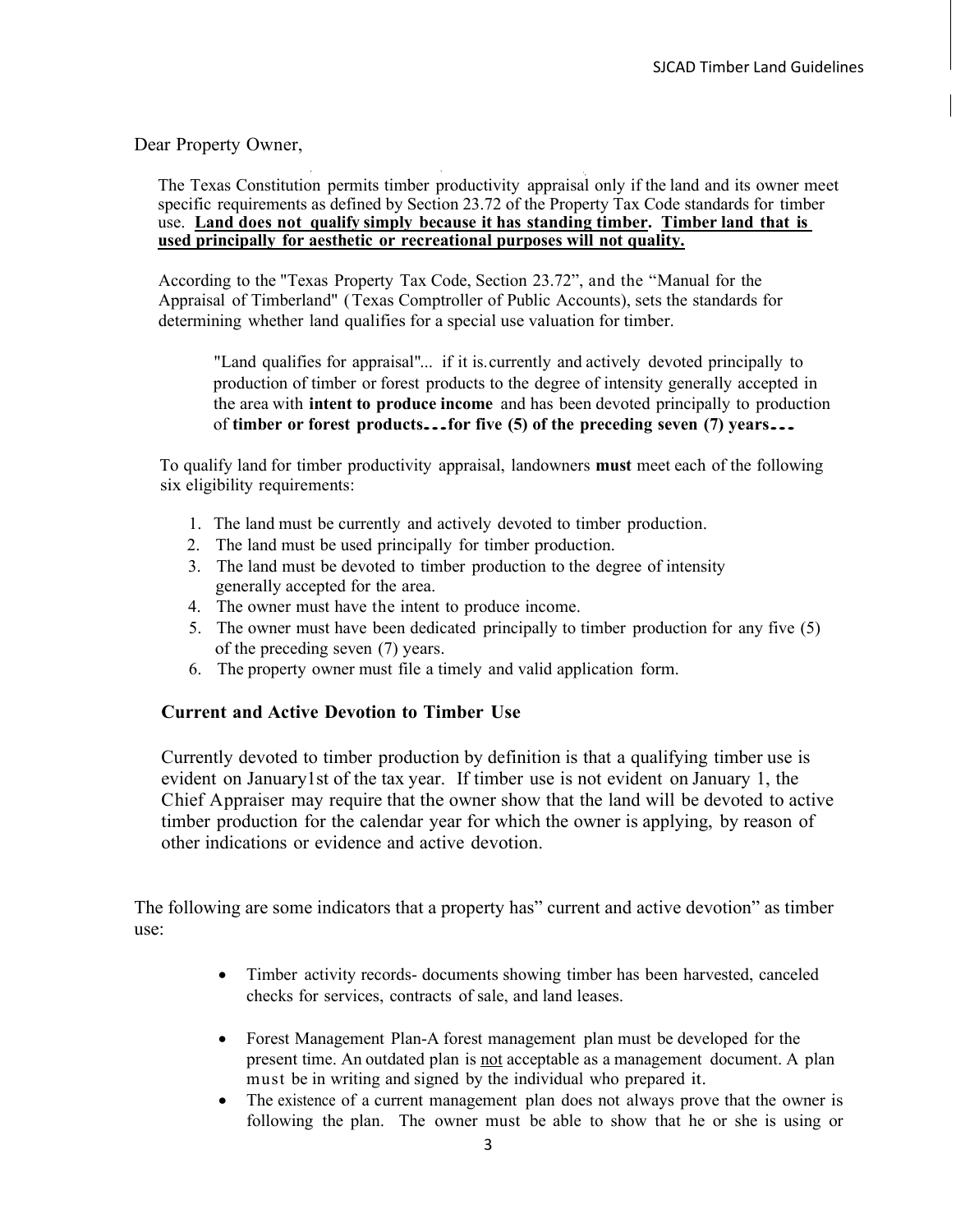Dear Property Owner,

The Texas Constitution permits timber productivity appraisal only if the land and its owner meet specific requirements as defined by Section 23.72 of the Property Tax Code standards for timber use. **<u>Land does not qualify simply because it has standing timber.</u>** **<u>Timber land that is used principally for aesthetic or recreational purposes will not quality.</u>**

According to the "Texas Property Tax Code, Section 23.72", and the "Manual for the Appraisal of Timberland" (Texas Comptroller of Public Accounts), sets the standards for determining whether land qualifies for a special use valuation for timber.

> "Land qualifies for appraisal"... if it is currently and actively devoted principally to production of timber or forest products to the degree of intensity generally accepted in the area with **intent to produce income** and has been devoted principally to production of **timber or forest products...for five (5) of the preceding seven (7) years...**

To qualify land for timber productivity appraisal, landowners **must** meet each of the following six eligibility requirements:

1. The land must be currently and actively devoted to timber production.
2. The land must be used principally for timber production.
3. The land must be devoted to timber production to the degree of intensity generally accepted for the area.
4. The owner must have the intent to produce income.
5. The owner must have been dedicated principally to timber production for any five (5) of the preceding seven (7) years.
6. The property owner must file a timely and valid application form.

### Current and Active Devotion to Timber Use

Currently devoted to timber production by definition is that a qualifying timber use is evident on January1st of the tax year. If timber use is not evident on January 1, the Chief Appraiser may require that the owner show that the land will be devoted to active timber production for the calendar year for which the owner is applying, by reason of other indications or evidence and active devotion.

The following are some indicators that a property has" current and active devotion" as timber use:

- Timber activity records- documents showing timber has been harvested, canceled checks for services, contracts of sale, and land leases.
- Forest Management Plan-A forest management plan must be developed for the present time. An outdated plan is <u>not</u> acceptable as a management document. A plan must be in writing and signed by the individual who prepared it.
- The existence of a current management plan does not always prove that the owner is following the plan. The owner must be able to show that he or she is using or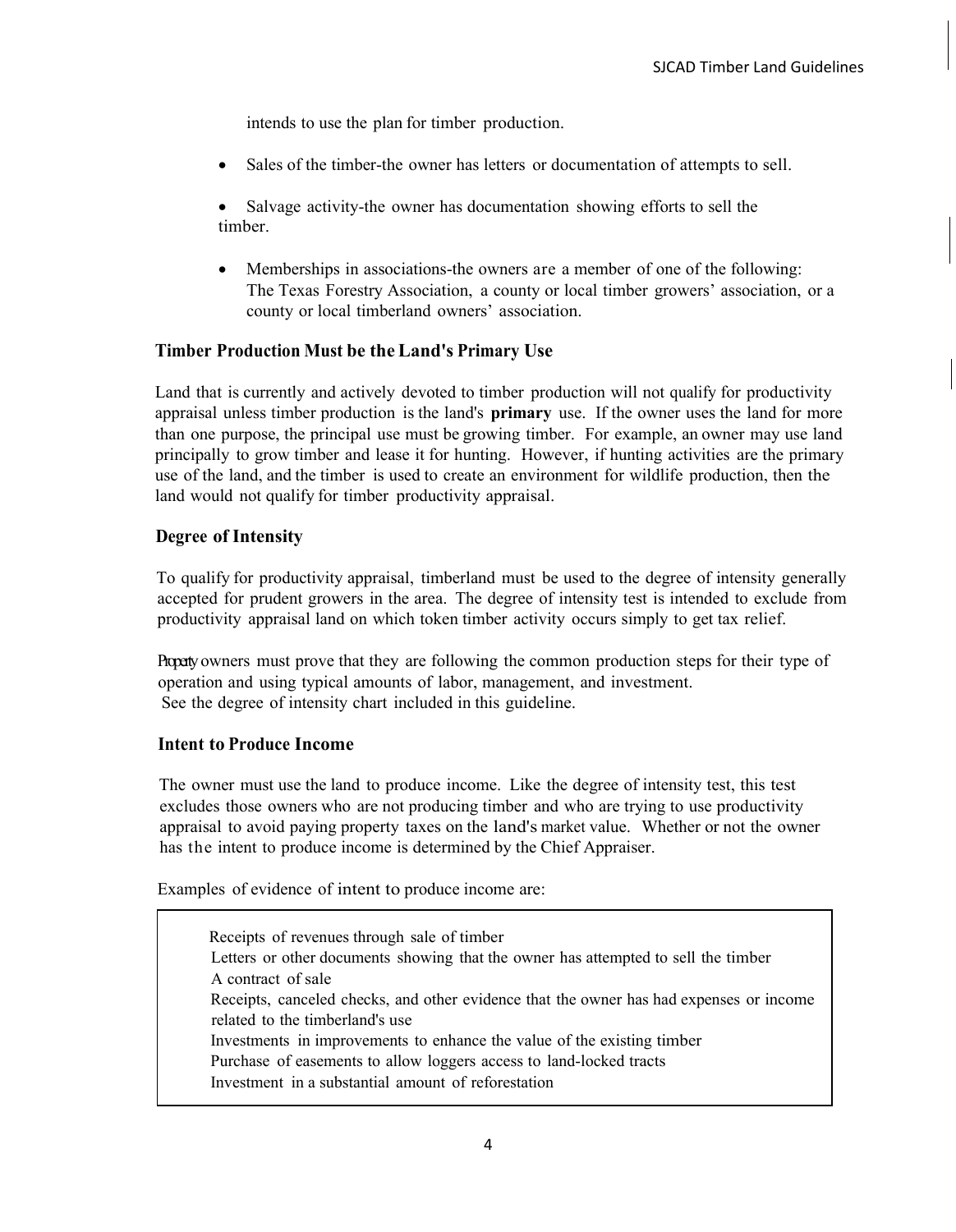intends to use the plan for timber production.

- Sales of the timber-the owner has letters or documentation of attempts to sell.
- Salvage activity-the owner has documentation showing efforts to sell the timber.
- Memberships in associations-the owners are a member of one of the following: The Texas Forestry Association, a county or local timber growers' association, or a county or local timberland owners' association.

### Timber Production Must be the Land's Primary Use

Land that is currently and actively devoted to timber production will not qualify for productivity appraisal unless timber production is the land's **primary** use. If the owner uses the land for more than one purpose, the principal use must be growing timber. For example, an owner may use land principally to grow timber and lease it for hunting. However, if hunting activities are the primary use of the land, and the timber is used to create an environment for wildlife production, then the land would not qualify for timber productivity appraisal.

### Degree of Intensity

To qualify for productivity appraisal, timberland must be used to the degree of intensity generally accepted for prudent growers in the area. The degree of intensity test is intended to exclude from productivity appraisal land on which token timber activity occurs simply to get tax relief.

Property owners must prove that they are following the common production steps for their type of operation and using typical amounts of labor, management, and investment. See the degree of intensity chart included in this guideline.

### Intent to Produce Income

The owner must use the land to produce income. Like the degree of intensity test, this test excludes those owners who are not producing timber and who are trying to use productivity appraisal to avoid paying property taxes on the land's market value. Whether or not the owner has the intent to produce income is determined by the Chief Appraiser.

Examples of evidence of intent to produce income are:

- Receipts of revenues through sale of timber
- Letters or other documents showing that the owner has attempted to sell the timber
- A contract of sale
- Receipts, canceled checks, and other evidence that the owner has had expenses or income related to the timberland's use
- Investments in improvements to enhance the value of the existing timber
- Purchase of easements to allow loggers access to land-locked tracts
- Investment in a substantial amount of reforestation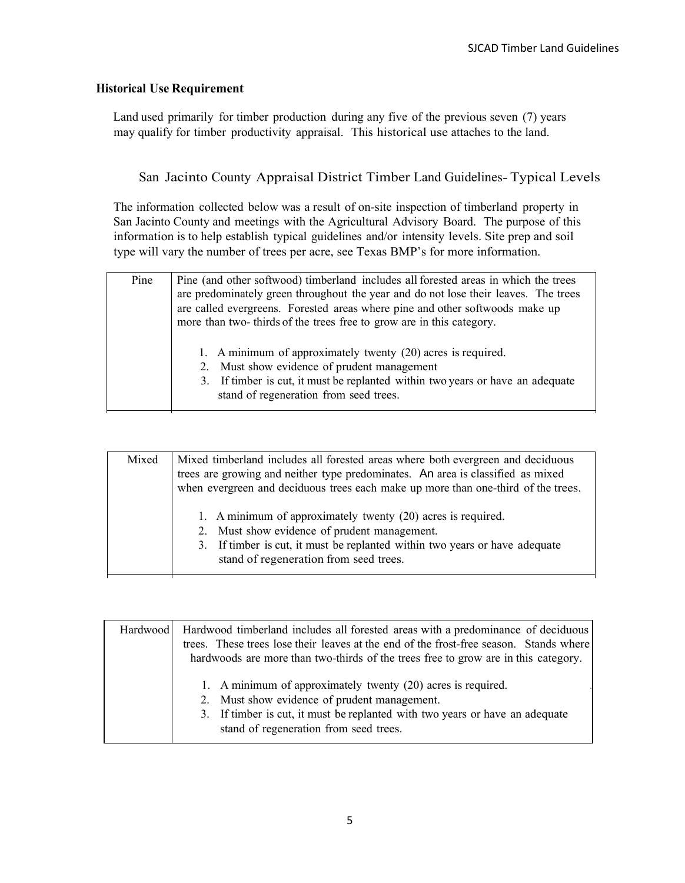## Historical Use Requirement

Land used primarily for timber production during any five of the previous seven (7) years may qualify for timber productivity appraisal. This historical use attaches to the land.

### San Jacinto County Appraisal District Timber Land Guidelines- Typical Levels

The information collected below was a result of on-site inspection of timberland property in San Jacinto County and meetings with the Agricultural Advisory Board. The purpose of this information is to help establish typical guidelines and/or intensity levels. Site prep and soil type will vary the number of trees per acre, see Texas BMP's for more information.

| Pine | Pine (and other softwood) timberland includes all forested areas in which the trees are predominately green throughout the year and do not lose their leaves. The trees are called evergreens. Forested areas where pine and other softwoods make up more than two- thirds of the trees free to grow are in this category.<br><br>1. A minimum of approximately twenty (20) acres is required.<br>2. Must show evidence of prudent management<br>3. If timber is cut, it must be replanted within two years or have an adequate stand of regeneration from seed trees. |
|---|---|

| Mixed | Mixed timberland includes all forested areas where both evergreen and deciduous trees are growing and neither type predominates. An area is classified as mixed when evergreen and deciduous trees each make up more than one-third of the trees.<br><br>1. A minimum of approximately twenty (20) acres is required.<br>2. Must show evidence of prudent management.<br>3. If timber is cut, it must be replanted within two years or have adequate stand of regeneration from seed trees. |
|---|---|

| Hardwood | Hardwood timberland includes all forested areas with a predominance of deciduous trees. These trees lose their leaves at the end of the frost-free season. Stands where hardwoods are more than two-thirds of the trees free to grow are in this category.<br><br>1. A minimum of approximately twenty (20) acres is required.<br>2. Must show evidence of prudent management.<br>3. If timber is cut, it must be replanted with two years or have an adequate stand of regeneration from seed trees. |
|---|---|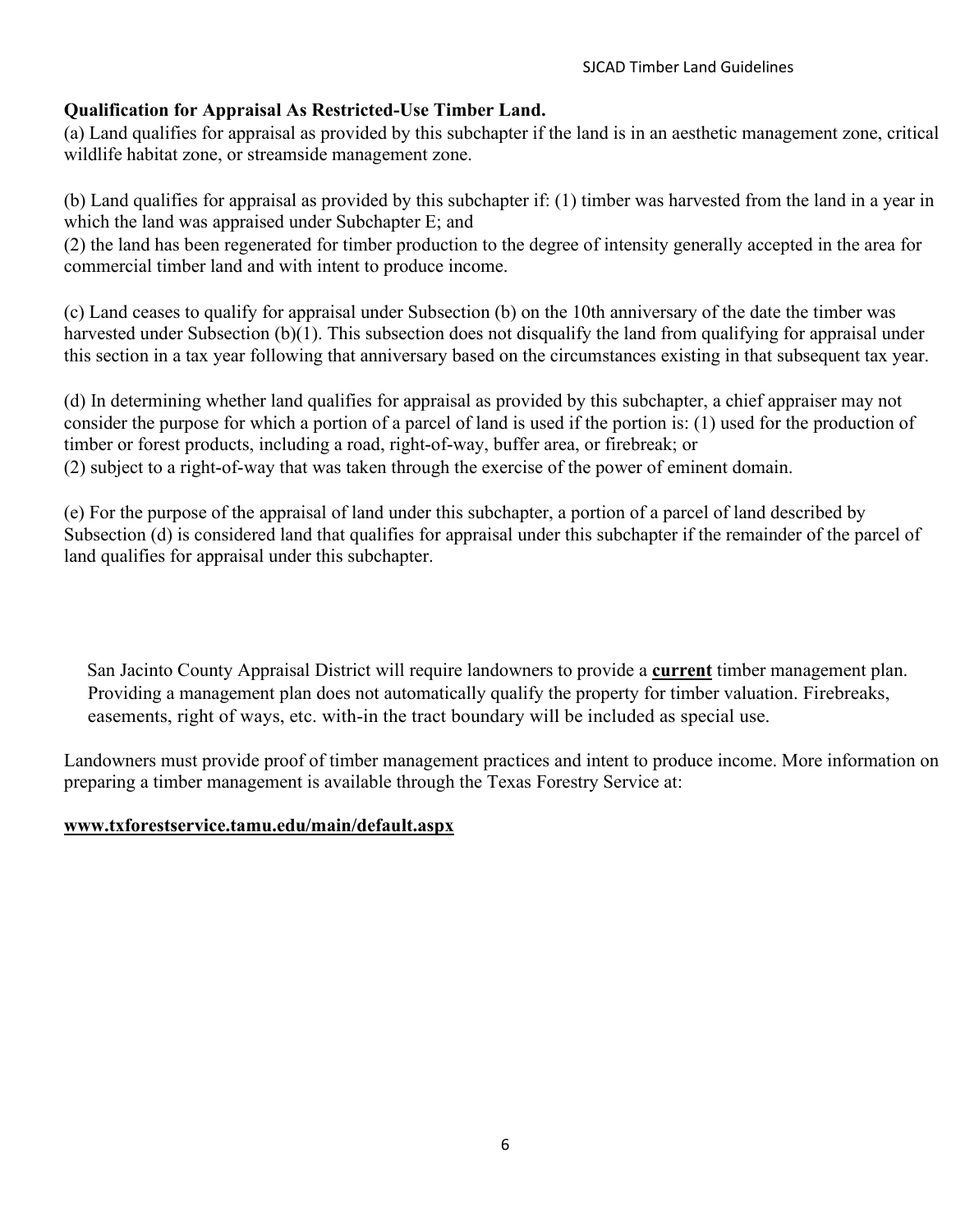**Qualification for Appraisal As Restricted-Use Timber Land.**

(a) Land qualifies for appraisal as provided by this subchapter if the land is in an aesthetic management zone, critical wildlife habitat zone, or streamside management zone.

(b) Land qualifies for appraisal as provided by this subchapter if: (1) timber was harvested from the land in a year in which the land was appraised under Subchapter E; and

(2) the land has been regenerated for timber production to the degree of intensity generally accepted in the area for commercial timber land and with intent to produce income.

(c) Land ceases to qualify for appraisal under Subsection (b) on the 10th anniversary of the date the timber was harvested under Subsection (b)(1). This subsection does not disqualify the land from qualifying for appraisal under this section in a tax year following that anniversary based on the circumstances existing in that subsequent tax year.

(d) In determining whether land qualifies for appraisal as provided by this subchapter, a chief appraiser may not consider the purpose for which a portion of a parcel of land is used if the portion is: (1) used for the production of timber or forest products, including a road, right-of-way, buffer area, or firebreak; or

(2) subject to a right-of-way that was taken through the exercise of the power of eminent domain.

(e) For the purpose of the appraisal of land under this subchapter, a portion of a parcel of land described by Subsection (d) is considered land that qualifies for appraisal under this subchapter if the remainder of the parcel of land qualifies for appraisal under this subchapter.

San Jacinto County Appraisal District will require landowners to provide a **current** timber management plan. Providing a management plan does not automatically qualify the property for timber valuation. Firebreaks, easements, right of ways, etc. with-in the tract boundary will be included as special use.

Landowners must provide proof of timber management practices and intent to produce income. More information on preparing a timber management is available through the Texas Forestry Service at:

**www.txforestservice.tamu.edu/main/default.aspx**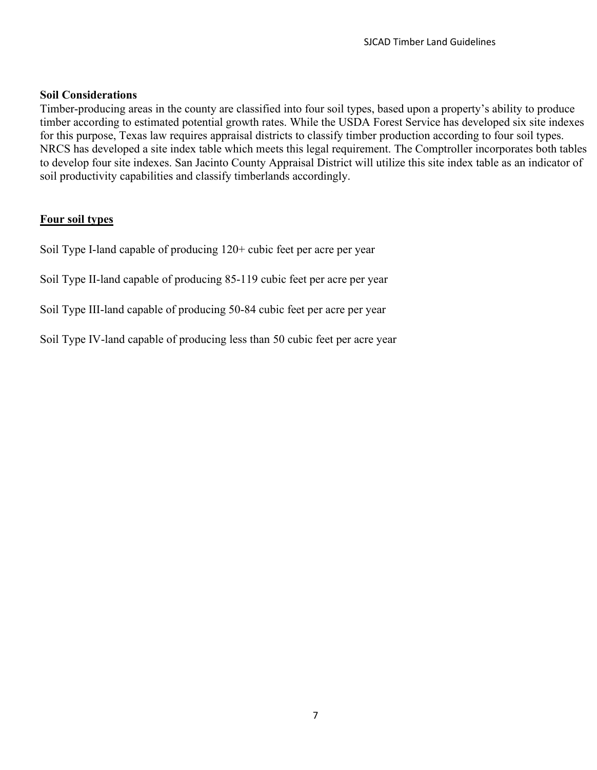**Soil Considerations**

Timber-producing areas in the county are classified into four soil types, based upon a property's ability to produce timber according to estimated potential growth rates. While the USDA Forest Service has developed six site indexes for this purpose, Texas law requires appraisal districts to classify timber production according to four soil types. NRCS has developed a site index table which meets this legal requirement. The Comptroller incorporates both tables to develop four site indexes. San Jacinto County Appraisal District will utilize this site index table as an indicator of soil productivity capabilities and classify timberlands accordingly.

**Four soil types**

Soil Type I-land capable of producing 120+ cubic feet per acre per year

Soil Type II-land capable of producing 85-119 cubic feet per acre per year

Soil Type III-land capable of producing 50-84 cubic feet per acre per year

Soil Type IV-land capable of producing less than 50 cubic feet per acre year